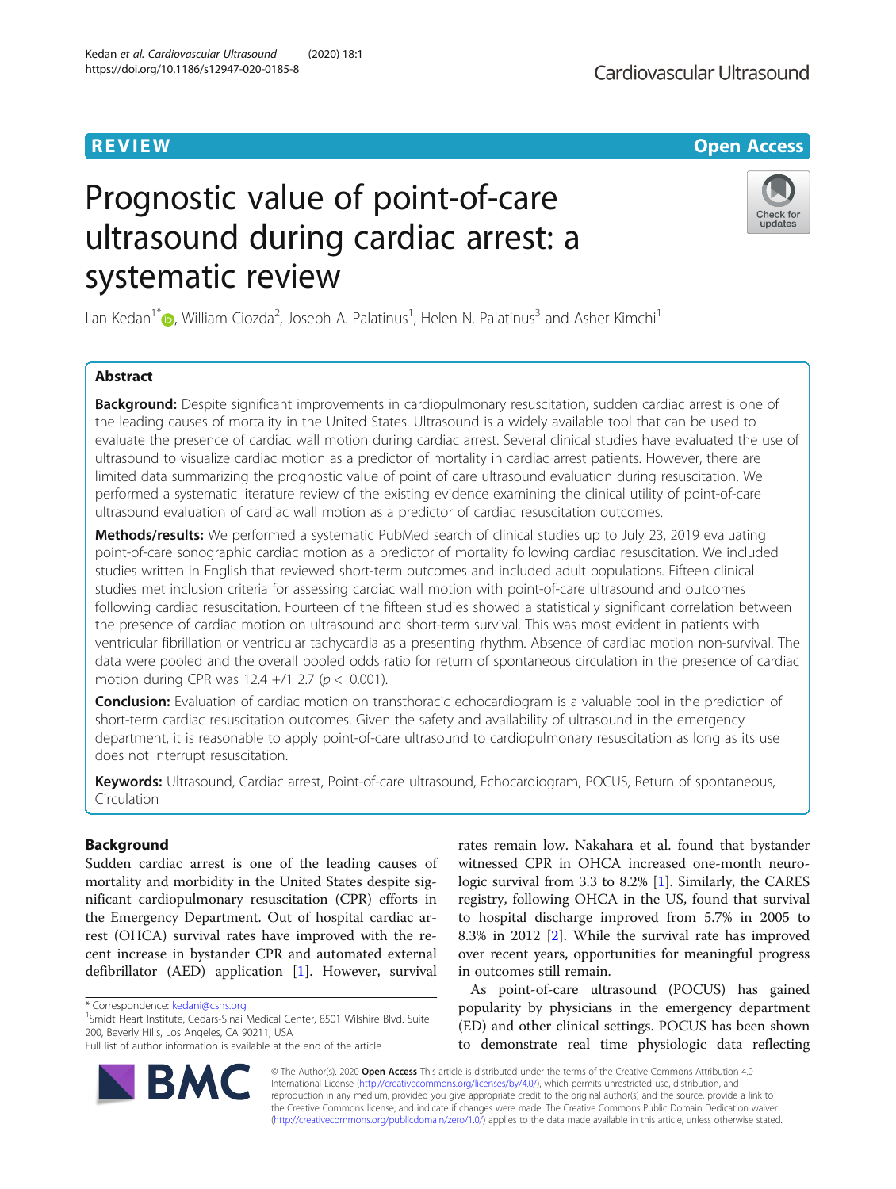REVIEW

Open Access

# Prognostic value of point-of-care ultrasound during cardiac arrest: a systematic review

Ilan Kedan[1*], William Ciozda[2], Joseph A. Palatinus[1], Helen N. Palatinus[3] and Asher Kimchi[1]

## Abstract

**Background:** Despite significant improvements in cardiopulmonary resuscitation, sudden cardiac arrest is one of the leading causes of mortality in the United States. Ultrasound is a widely available tool that can be used to evaluate the presence of cardiac wall motion during cardiac arrest. Several clinical studies have evaluated the use of ultrasound to visualize cardiac motion as a predictor of mortality in cardiac arrest patients. However, there are limited data summarizing the prognostic value of point of care ultrasound evaluation during resuscitation. We performed a systematic literature review of the existing evidence examining the clinical utility of point-of-care ultrasound evaluation of cardiac wall motion as a predictor of cardiac resuscitation outcomes.

**Methods/results:** We performed a systematic PubMed search of clinical studies up to July 23, 2019 evaluating point-of-care sonographic cardiac motion as a predictor of mortality following cardiac resuscitation. We included studies written in English that reviewed short-term outcomes and included adult populations. Fifteen clinical studies met inclusion criteria for assessing cardiac wall motion with point-of-care ultrasound and outcomes following cardiac resuscitation. Fourteen of the fifteen studies showed a statistically significant correlation between the presence of cardiac motion on ultrasound and short-term survival. This was most evident in patients with ventricular fibrillation or ventricular tachycardia as a presenting rhythm. Absence of cardiac motion non-survival. The data were pooled and the overall pooled odds ratio for return of spontaneous circulation in the presence of cardiac motion during CPR was 12.4 +/1 2.7 ($p < 0.001$).

**Conclusion:** Evaluation of cardiac motion on transthoracic echocardiogram is a valuable tool in the prediction of short-term cardiac resuscitation outcomes. Given the safety and availability of ultrasound in the emergency department, it is reasonable to apply point-of-care ultrasound to cardiopulmonary resuscitation as long as its use does not interrupt resuscitation.

**Keywords:** Ultrasound, Cardiac arrest, Point-of-care ultrasound, Echocardiogram, POCUS, Return of spontaneous, Circulation

## Background

Sudden cardiac arrest is one of the leading causes of mortality and morbidity in the United States despite significant cardiopulmonary resuscitation (CPR) efforts in the Emergency Department. Out of hospital cardiac arrest (OHCA) survival rates have improved with the recent increase in bystander CPR and automated external defibrillator (AED) application [1]. However, survival rates remain low. Nakahara et al. found that bystander witnessed CPR in OHCA increased one-month neurologic survival from 3.3 to 8.2% [1]. Similarly, the CARES registry, following OHCA in the US, found that survival to hospital discharge improved from 5.7% in 2005 to 8.3% in 2012 [2]. While the survival rate has improved over recent years, opportunities for meaningful progress in outcomes still remain.

As point-of-care ultrasound (POCUS) has gained popularity by physicians in the emergency department (ED) and other clinical settings. POCUS has been shown to demonstrate real time physiologic data reflecting

\* Correspondence: kedani@cshs.org
[1]Smidt Heart Institute, Cedars-Sinai Medical Center, 8501 Wilshire Blvd. Suite 200, Beverly Hills, Los Angeles, CA 90211, USA
Full list of author information is available at the end of the article

© The Author(s). 2020 **Open Access** This article is distributed under the terms of the Creative Commons Attribution 4.0 International License (http://creativecommons.org/licenses/by/4.0/), which permits unrestricted use, distribution, and reproduction in any medium, provided you give appropriate credit to the original author(s) and the source, provide a link to the Creative Commons license, and indicate if changes were made. The Creative Commons Public Domain Dedication waiver (http://creativecommons.org/publicdomain/zero/1.0/) applies to the data made available in this article, unless otherwise stated.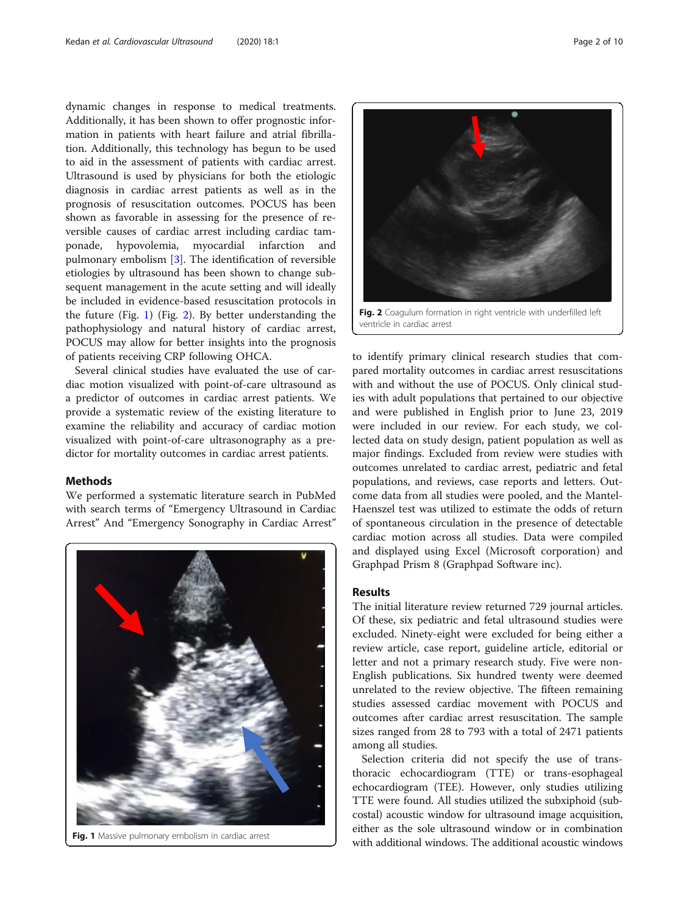dynamic changes in response to medical treatments. Additionally, it has been shown to offer prognostic information in patients with heart failure and atrial fibrillation. Additionally, this technology has begun to be used to aid in the assessment of patients with cardiac arrest. Ultrasound is used by physicians for both the etiologic diagnosis in cardiac arrest patients as well as in the prognosis of resuscitation outcomes. POCUS has been shown as favorable in assessing for the presence of reversible causes of cardiac arrest including cardiac tamponade, hypovolemia, myocardial infarction and pulmonary embolism [3]. The identification of reversible etiologies by ultrasound has been shown to change subsequent management in the acute setting and will ideally be included in evidence-based resuscitation protocols in the future (Fig. 1) (Fig. 2). By better understanding the pathophysiology and natural history of cardiac arrest, POCUS may allow for better insights into the prognosis of patients receiving CRP following OHCA.

Several clinical studies have evaluated the use of cardiac motion visualized with point-of-care ultrasound as a predictor of outcomes in cardiac arrest patients. We provide a systematic review of the existing literature to examine the reliability and accuracy of cardiac motion visualized with point-of-care ultrasonography as a predictor for mortality outcomes in cardiac arrest patients.

## Methods

We performed a systematic literature search in PubMed with search terms of "Emergency Ultrasound in Cardiac Arrest" And "Emergency Sonography in Cardiac Arrest" to identify primary clinical research studies that compared mortality outcomes in cardiac arrest resuscitations with and without the use of POCUS. Only clinical studies with adult populations that pertained to our objective and were published in English prior to June 23, 2019 were included in our review. For each study, we collected data on study design, patient population as well as major findings. Excluded from review were studies with outcomes unrelated to cardiac arrest, pediatric and fetal populations, and reviews, case reports and letters. Outcome data from all studies were pooled, and the Mantel-Haenszel test was utilized to estimate the odds of return of spontaneous circulation in the presence of detectable cardiac motion across all studies. Data were compiled and displayed using Excel (Microsoft corporation) and Graphpad Prism 8 (Graphpad Software inc).

**Fig. 1** Massive pulmonary embolism in cardiac arrest

**Fig. 2** Coagulum formation in right ventricle with underfilled left ventricle in cardiac arrest

## Results

The initial literature review returned 729 journal articles. Of these, six pediatric and fetal ultrasound studies were excluded. Ninety-eight were excluded for being either a review article, case report, guideline article, editorial or letter and not a primary research study. Five were non-English publications. Six hundred twenty were deemed unrelated to the review objective. The fifteen remaining studies assessed cardiac movement with POCUS and outcomes after cardiac arrest resuscitation. The sample sizes ranged from 28 to 793 with a total of 2471 patients among all studies.

Selection criteria did not specify the use of transthoracic echocardiogram (TTE) or trans-esophageal echocardiogram (TEE). However, only studies utilizing TTE were found. All studies utilized the subxiphoid (subcostal) acoustic window for ultrasound image acquisition, either as the sole ultrasound window or in combination with additional windows. The additional acoustic windows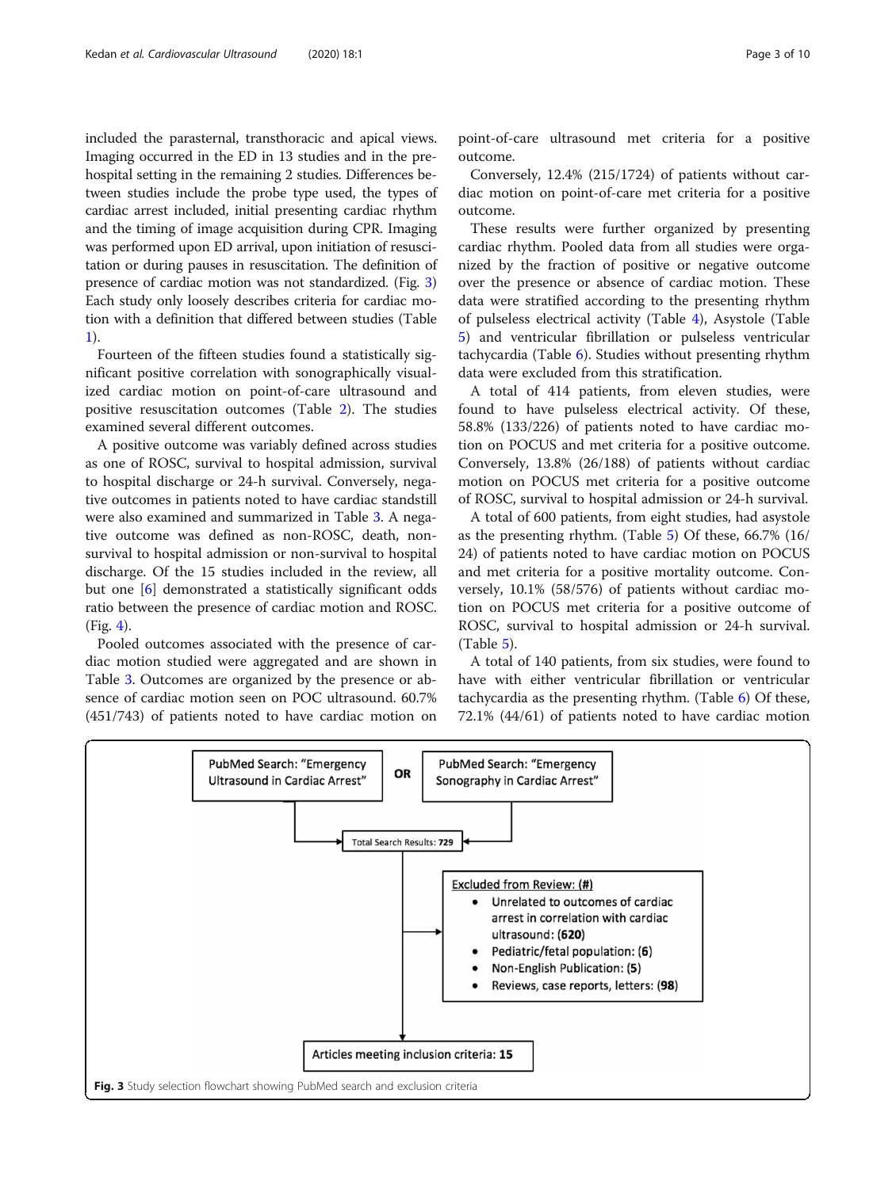included the parasternal, transthoracic and apical views. Imaging occurred in the ED in 13 studies and in the pre-hospital setting in the remaining 2 studies. Differences between studies include the probe type used, the types of cardiac arrest included, initial presenting cardiac rhythm and the timing of image acquisition during CPR. Imaging was performed upon ED arrival, upon initiation of resuscitation or during pauses in resuscitation. The definition of presence of cardiac motion was not standardized. (Fig. 3) Each study only loosely describes criteria for cardiac motion with a definition that differed between studies (Table 1).

Fourteen of the fifteen studies found a statistically significant positive correlation with sonographically visualized cardiac motion on point-of-care ultrasound and positive resuscitation outcomes (Table 2). The studies examined several different outcomes.

A positive outcome was variably defined across studies as one of ROSC, survival to hospital admission, survival to hospital discharge or 24-h survival. Conversely, negative outcomes in patients noted to have cardiac standstill were also examined and summarized in Table 3. A negative outcome was defined as non-ROSC, death, non-survival to hospital admission or non-survival to hospital discharge. Of the 15 studies included in the review, all but one [6] demonstrated a statistically significant odds ratio between the presence of cardiac motion and ROSC. (Fig. 4).

Pooled outcomes associated with the presence of cardiac motion studied were aggregated and are shown in Table 3. Outcomes are organized by the presence or absence of cardiac motion seen on POC ultrasound. 60.7% (451/743) of patients noted to have cardiac motion on point-of-care ultrasound met criteria for a positive outcome.

Conversely, 12.4% (215/1724) of patients without cardiac motion on point-of-care met criteria for a positive outcome.

These results were further organized by presenting cardiac rhythm. Pooled data from all studies were organized by the fraction of positive or negative outcome over the presence or absence of cardiac motion. These data were stratified according to the presenting rhythm of pulseless electrical activity (Table 4), Asystole (Table 5) and ventricular fibrillation or pulseless ventricular tachycardia (Table 6). Studies without presenting rhythm data were excluded from this stratification.

A total of 414 patients, from eleven studies, were found to have pulseless electrical activity. Of these, 58.8% (133/226) of patients noted to have cardiac motion on POCUS and met criteria for a positive outcome. Conversely, 13.8% (26/188) of patients without cardiac motion on POCUS met criteria for a positive outcome of ROSC, survival to hospital admission or 24-h survival.

A total of 600 patients, from eight studies, had asystole as the presenting rhythm. (Table 5) Of these, 66.7% (16/24) of patients noted to have cardiac motion on POCUS and met criteria for a positive mortality outcome. Conversely, 10.1% (58/576) of patients without cardiac motion on POCUS met criteria for a positive outcome of ROSC, survival to hospital admission or 24-h survival. (Table 5).

A total of 140 patients, from six studies, were found to have with either ventricular fibrillation or ventricular tachycardia as the presenting rhythm. (Table 6) Of these, 72.1% (44/61) of patients noted to have cardiac motion

PubMed Search: "Emergency Ultrasound in Cardiac Arrest" OR PubMed Search: "Emergency Sonography in Cardiac Arrest"

Total Search Results: **729**

Excluded from Review: (#)

- Unrelated to outcomes of cardiac arrest in correlation with cardiac ultrasound: **(620)**
- Pediatric/fetal population: **(6)**
- Non-English Publication: **(5)**
- Reviews, case reports, letters: **(98)**

Articles meeting inclusion criteria: **15**

**Fig. 3** Study selection flowchart showing PubMed search and exclusion criteria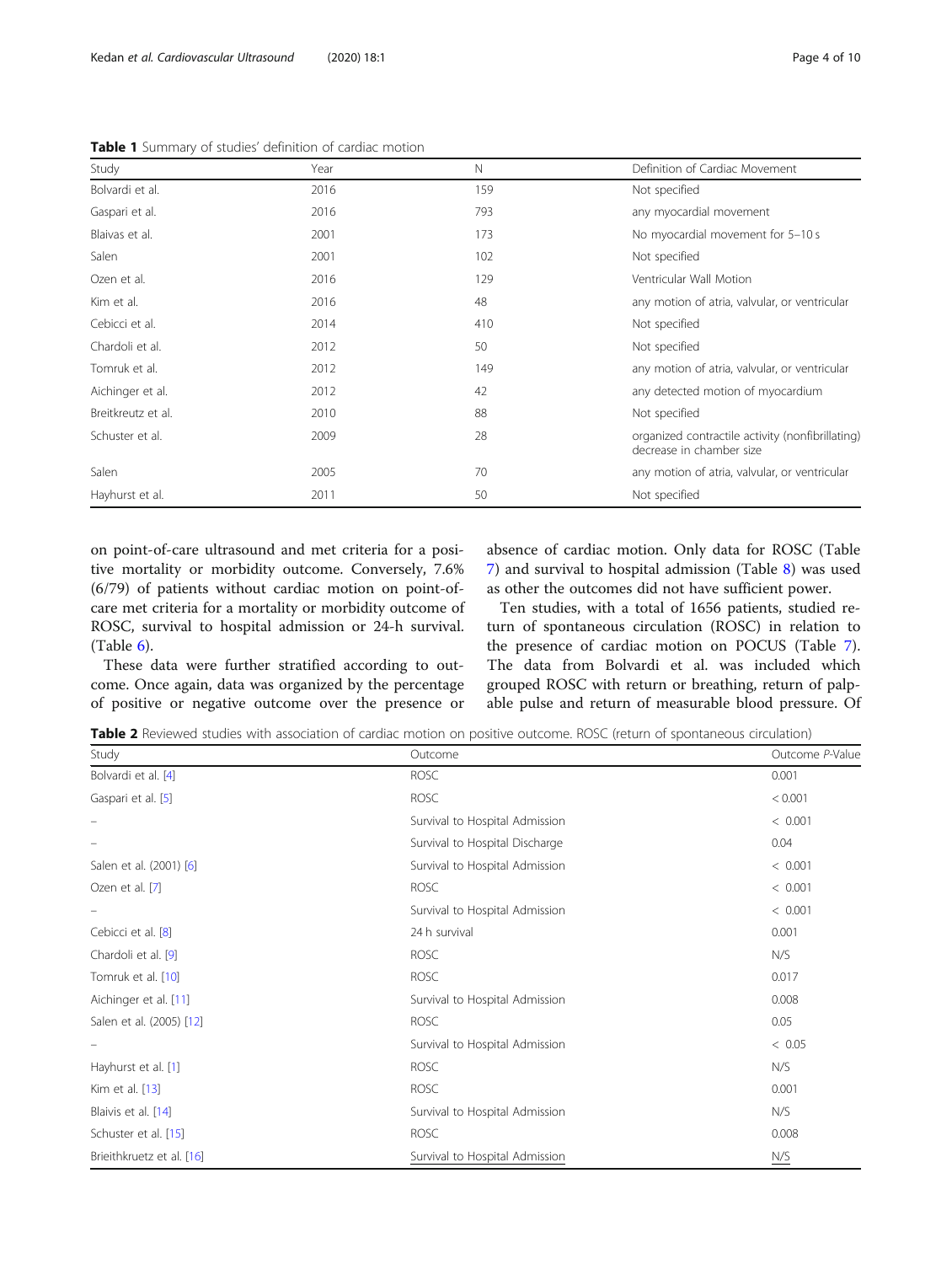**Table 1** Summary of studies' definition of cardiac motion

| Study | Year | N | Definition of Cardiac Movement |
| --- | --- | --- | --- |
| Bolvardi et al. | 2016 | 159 | Not specified |
| Gaspari et al. | 2016 | 793 | any myocardial movement |
| Blaivas et al. | 2001 | 173 | No myocardial movement for 5–10 s |
| Salen | 2001 | 102 | Not specified |
| Ozen et al. | 2016 | 129 | Ventricular Wall Motion |
| Kim et al. | 2016 | 48 | any motion of atria, valvular, or ventricular |
| Cebicci et al. | 2014 | 410 | Not specified |
| Chardoli et al. | 2012 | 50 | Not specified |
| Tomruk et al. | 2012 | 149 | any motion of atria, valvular, or ventricular |
| Aichinger et al. | 2012 | 42 | any detected motion of myocardium |
| Breitkreutz et al. | 2010 | 88 | Not specified |
| Schuster et al. | 2009 | 28 | organized contractile activity (nonfibrillating) decrease in chamber size |
| Salen | 2005 | 70 | any motion of atria, valvular, or ventricular |
| Hayhurst et al. | 2011 | 50 | Not specified |

on point-of-care ultrasound and met criteria for a positive mortality or morbidity outcome. Conversely, 7.6% (6/79) of patients without cardiac motion on point-of-care met criteria for a mortality or morbidity outcome of ROSC, survival to hospital admission or 24-h survival. (Table 6).

These data were further stratified according to outcome. Once again, data was organized by the percentage of positive or negative outcome over the presence or absence of cardiac motion. Only data for ROSC (Table 7) and survival to hospital admission (Table 8) was used as other the outcomes did not have sufficient power.

Ten studies, with a total of 1656 patients, studied return of spontaneous circulation (ROSC) in relation to the presence of cardiac motion on POCUS (Table 7). The data from Bolvardi et al. was included which grouped ROSC with return or breathing, return of palpable pulse and return of measurable blood pressure. Of

**Table 2** Reviewed studies with association of cardiac motion on positive outcome. ROSC (return of spontaneous circulation)

| Study | Outcome | Outcome P-Value |
| --- | --- | --- |
| Bolvardi et al. [4] | ROSC | 0.001 |
| Gaspari et al. [5] | ROSC | < 0.001 |
| – | Survival to Hospital Admission | < 0.001 |
| – | Survival to Hospital Discharge | 0.04 |
| Salen et al. (2001) [6] | Survival to Hospital Admission | < 0.001 |
| Ozen et al. [7] | ROSC | < 0.001 |
| – | Survival to Hospital Admission | < 0.001 |
| Cebicci et al. [8] | 24 h survival | 0.001 |
| Chardoli et al. [9] | ROSC | N/S |
| Tomruk et al. [10] | ROSC | 0.017 |
| Aichinger et al. [11] | Survival to Hospital Admission | 0.008 |
| Salen et al. (2005) [12] | ROSC | 0.05 |
| – | Survival to Hospital Admission | < 0.05 |
| Hayhurst et al. [1] | ROSC | N/S |
| Kim et al. [13] | ROSC | 0.001 |
| Blaivis et al. [14] | Survival to Hospital Admission | N/S |
| Schuster et al. [15] | ROSC | 0.008 |
| Brieithkruetz et al. [16] | Survival to Hospital Admission | N/S |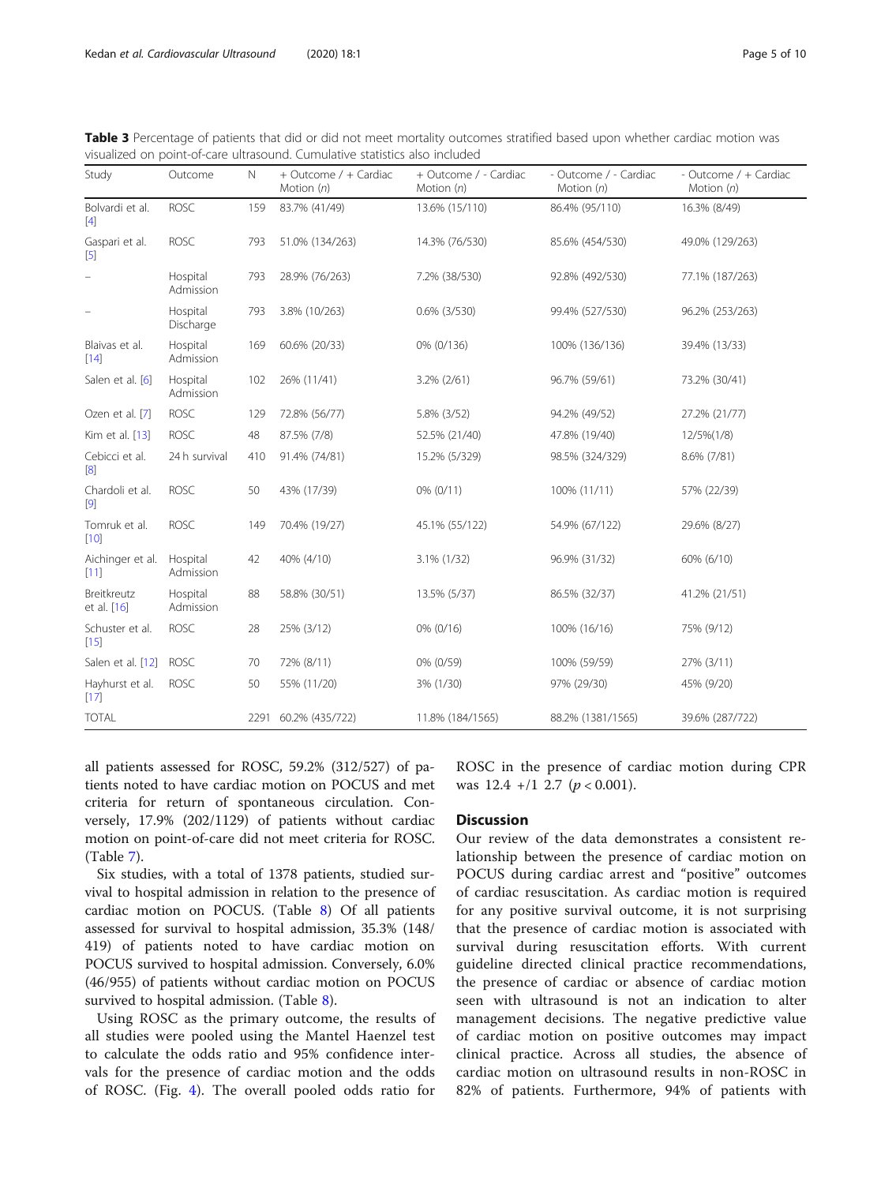**Table 3** Percentage of patients that did or did not meet mortality outcomes stratified based upon whether cardiac motion was visualized on point-of-care ultrasound. Cumulative statistics also included

| Study | Outcome | N | + Outcome / + Cardiac Motion (*n*) | + Outcome / - Cardiac Motion (*n*) | - Outcome / - Cardiac Motion (*n*) | - Outcome / + Cardiac Motion (*n*) |
|---|---|---|---|---|---|---|
| Bolvardi et al. [4] | ROSC | 159 | 83.7% (41/49) | 13.6% (15/110) | 86.4% (95/110) | 16.3% (8/49) |
| Gaspari et al. [5] | ROSC | 793 | 51.0% (134/263) | 14.3% (76/530) | 85.6% (454/530) | 49.0% (129/263) |
| – | Hospital Admission | 793 | 28.9% (76/263) | 7.2% (38/530) | 92.8% (492/530) | 77.1% (187/263) |
| – | Hospital Discharge | 793 | 3.8% (10/263) | 0.6% (3/530) | 99.4% (527/530) | 96.2% (253/263) |
| Blaivas et al. [14] | Hospital Admission | 169 | 60.6% (20/33) | 0% (0/136) | 100% (136/136) | 39.4% (13/33) |
| Salen et al. [6] | Hospital Admission | 102 | 26% (11/41) | 3.2% (2/61) | 96.7% (59/61) | 73.2% (30/41) |
| Ozen et al. [7] | ROSC | 129 | 72.8% (56/77) | 5.8% (3/52) | 94.2% (49/52) | 27.2% (21/77) |
| Kim et al. [13] | ROSC | 48 | 87.5% (7/8) | 52.5% (21/40) | 47.8% (19/40) | 12/5%(1/8) |
| Cebicci et al. [8] | 24 h survival | 410 | 91.4% (74/81) | 15.2% (5/329) | 98.5% (324/329) | 8.6% (7/81) |
| Chardoli et al. [9] | ROSC | 50 | 43% (17/39) | 0% (0/11) | 100% (11/11) | 57% (22/39) |
| Tomruk et al. [10] | ROSC | 149 | 70.4% (19/27) | 45.1% (55/122) | 54.9% (67/122) | 29.6% (8/27) |
| Aichinger et al. [11] | Hospital Admission | 42 | 40% (4/10) | 3.1% (1/32) | 96.9% (31/32) | 60% (6/10) |
| Breitkreutz et al. [16] | Hospital Admission | 88 | 58.8% (30/51) | 13.5% (5/37) | 86.5% (32/37) | 41.2% (21/51) |
| Schuster et al. [15] | ROSC | 28 | 25% (3/12) | 0% (0/16) | 100% (16/16) | 75% (9/12) |
| Salen et al. [12] | ROSC | 70 | 72% (8/11) | 0% (0/59) | 100% (59/59) | 27% (3/11) |
| Hayhurst et al. [17] | ROSC | 50 | 55% (11/20) | 3% (1/30) | 97% (29/30) | 45% (9/20) |
| TOTAL | | 2291 | 60.2% (435/722) | 11.8% (184/1565) | 88.2% (1381/1565) | 39.6% (287/722) |

all patients assessed for ROSC, 59.2% (312/527) of patients noted to have cardiac motion on POCUS and met criteria for return of spontaneous circulation. Conversely, 17.9% (202/1129) of patients without cardiac motion on point-of-care did not meet criteria for ROSC. (Table 7).

Six studies, with a total of 1378 patients, studied survival to hospital admission in relation to the presence of cardiac motion on POCUS. (Table 8) Of all patients assessed for survival to hospital admission, 35.3% (148/419) of patients noted to have cardiac motion on POCUS survived to hospital admission. Conversely, 6.0% (46/955) of patients without cardiac motion on POCUS survived to hospital admission. (Table 8).

Using ROSC as the primary outcome, the results of all studies were pooled using the Mantel Haenzel test to calculate the odds ratio and 95% confidence intervals for the presence of cardiac motion and the odds of ROSC. (Fig. 4). The overall pooled odds ratio for ROSC in the presence of cardiac motion during CPR was 12.4 +/1 2.7 ($p < 0.001$).

## Discussion

Our review of the data demonstrates a consistent relationship between the presence of cardiac motion on POCUS during cardiac arrest and "positive" outcomes of cardiac resuscitation. As cardiac motion is required for any positive survival outcome, it is not surprising that the presence of cardiac motion is associated with survival during resuscitation efforts. With current guideline directed clinical practice recommendations, the presence of cardiac or absence of cardiac motion seen with ultrasound is not an indication to alter management decisions. The negative predictive value of cardiac motion on positive outcomes may impact clinical practice. Across all studies, the absence of cardiac motion on ultrasound results in non-ROSC in 82% of patients. Furthermore, 94% of patients with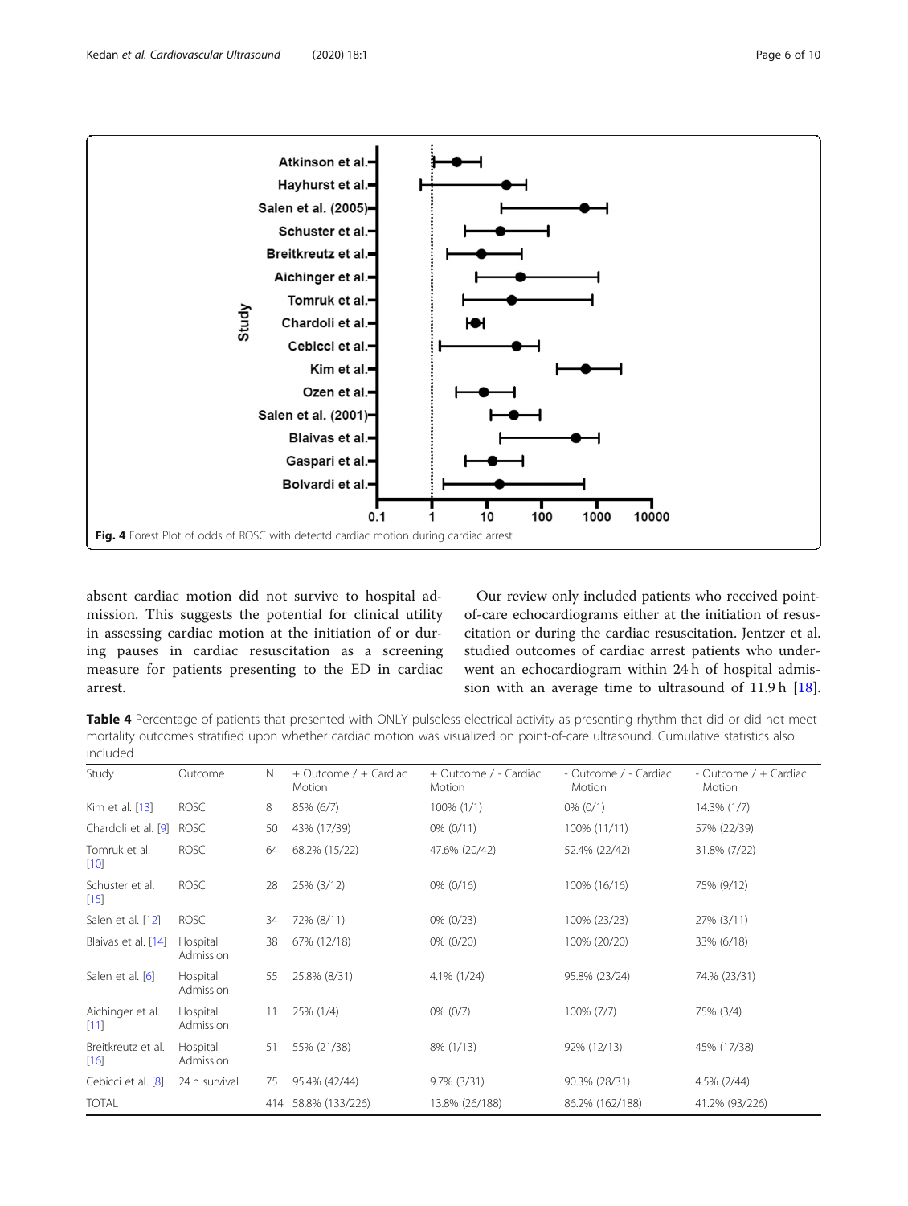Fig. 4 Forest Plot of odds of ROSC with detectd cardiac motion during cardiac arrest

absent cardiac motion did not survive to hospital admission. This suggests the potential for clinical utility in assessing cardiac motion at the initiation of or during pauses in cardiac resuscitation as a screening measure for patients presenting to the ED in cardiac arrest.

Our review only included patients who received point-of-care echocardiograms either at the initiation of resuscitation or during the cardiac resuscitation. Jentzer et al. studied outcomes of cardiac arrest patients who underwent an echocardiogram within 24 h of hospital admission with an average time to ultrasound of 11.9 h [18].

**Table 4** Percentage of patients that presented with ONLY pulseless electrical activity as presenting rhythm that did or did not meet mortality outcomes stratified upon whether cardiac motion was visualized on point-of-care ultrasound. Cumulative statistics also included

| Study | Outcome | N | + Outcome / + Cardiac Motion | + Outcome / - Cardiac Motion | - Outcome / - Cardiac Motion | - Outcome / + Cardiac Motion |
|---|---|---|---|---|---|---|
| Kim et al. [13] | ROSC | 8 | 85% (6/7) | 100% (1/1) | 0% (0/1) | 14.3% (1/7) |
| Chardoli et al. [9] | ROSC | 50 | 43% (17/39) | 0% (0/11) | 100% (11/11) | 57% (22/39) |
| Tomruk et al. [10] | ROSC | 64 | 68.2% (15/22) | 47.6% (20/42) | 52.4% (22/42) | 31.8% (7/22) |
| Schuster et al. [15] | ROSC | 28 | 25% (3/12) | 0% (0/16) | 100% (16/16) | 75% (9/12) |
| Salen et al. [12] | ROSC | 34 | 72% (8/11) | 0% (0/23) | 100% (23/23) | 27% (3/11) |
| Blaivas et al. [14] | Hospital Admission | 38 | 67% (12/18) | 0% (0/20) | 100% (20/20) | 33% (6/18) |
| Salen et al. [6] | Hospital Admission | 55 | 25.8% (8/31) | 4.1% (1/24) | 95.8% (23/24) | 74.% (23/31) |
| Aichinger et al. [11] | Hospital Admission | 11 | 25% (1/4) | 0% (0/7) | 100% (7/7) | 75% (3/4) |
| Breitkreutz et al. [16] | Hospital Admission | 51 | 55% (21/38) | 8% (1/13) | 92% (12/13) | 45% (17/38) |
| Cebicci et al. [8] | 24 h survival | 75 | 95.4% (42/44) | 9.7% (3/31) | 90.3% (28/31) | 4.5% (2/44) |
| TOTAL | | 414 | 58.8% (133/226) | 13.8% (26/188) | 86.2% (162/188) | 41.2% (93/226) |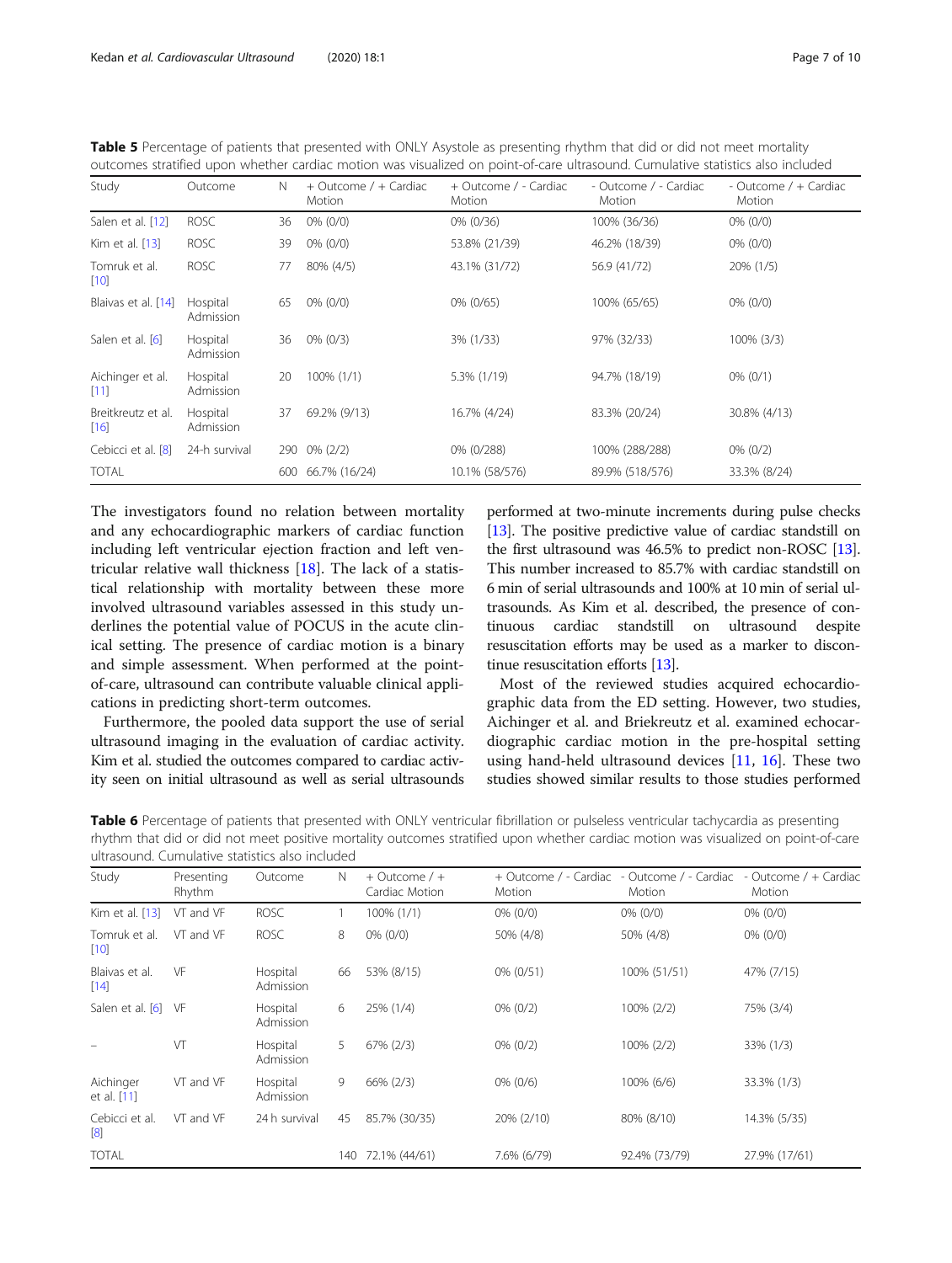**Table 5** Percentage of patients that presented with ONLY Asystole as presenting rhythm that did or did not meet mortality outcomes stratified upon whether cardiac motion was visualized on point-of-care ultrasound. Cumulative statistics also included

| Study | Outcome | N | + Outcome / + Cardiac Motion | + Outcome / - Cardiac Motion | - Outcome / - Cardiac Motion | - Outcome / + Cardiac Motion |
|---|---|---|---|---|---|---|
| Salen et al. [12] | ROSC | 36 | 0% (0/0) | 0% (0/36) | 100% (36/36) | 0% (0/0) |
| Kim et al. [13] | ROSC | 39 | 0% (0/0) | 53.8% (21/39) | 46.2% (18/39) | 0% (0/0) |
| Tomruk et al. [10] | ROSC | 77 | 80% (4/5) | 43.1% (31/72) | 56.9 (41/72) | 20% (1/5) |
| Blaivas et al. [14] | Hospital Admission | 65 | 0% (0/0) | 0% (0/65) | 100% (65/65) | 0% (0/0) |
| Salen et al. [6] | Hospital Admission | 36 | 0% (0/3) | 3% (1/33) | 97% (32/33) | 100% (3/3) |
| Aichinger et al. [11] | Hospital Admission | 20 | 100% (1/1) | 5.3% (1/19) | 94.7% (18/19) | 0% (0/1) |
| Breitkreutz et al. [16] | Hospital Admission | 37 | 69.2% (9/13) | 16.7% (4/24) | 83.3% (20/24) | 30.8% (4/13) |
| Cebicci et al. [8] | 24-h survival | 290 | 0% (2/2) | 0% (0/288) | 100% (288/288) | 0% (0/2) |
| TOTAL | | 600 | 66.7% (16/24) | 10.1% (58/576) | 89.9% (518/576) | 33.3% (8/24) |

The investigators found no relation between mortality and any echocardiographic markers of cardiac function including left ventricular ejection fraction and left ventricular relative wall thickness [18]. The lack of a statistical relationship with mortality between these more involved ultrasound variables assessed in this study underlines the potential value of POCUS in the acute clinical setting. The presence of cardiac motion is a binary and simple assessment. When performed at the point-of-care, ultrasound can contribute valuable clinical applications in predicting short-term outcomes.

Furthermore, the pooled data support the use of serial ultrasound imaging in the evaluation of cardiac activity. Kim et al. studied the outcomes compared to cardiac activity seen on initial ultrasound as well as serial ultrasounds performed at two-minute increments during pulse checks [13]. The positive predictive value of cardiac standstill on the first ultrasound was 46.5% to predict non-ROSC [13]. This number increased to 85.7% with cardiac standstill on 6 min of serial ultrasounds and 100% at 10 min of serial ultrasounds. As Kim et al. described, the presence of continuous cardiac standstill on ultrasound despite resuscitation efforts may be used as a marker to discontinue resuscitation efforts [13].

Most of the reviewed studies acquired echocardiographic data from the ED setting. However, two studies, Aichinger et al. and Briekreutz et al. examined echocardiographic cardiac motion in the pre-hospital setting using hand-held ultrasound devices [11, 16]. These two studies showed similar results to those studies performed

**Table 6** Percentage of patients that presented with ONLY ventricular fibrillation or pulseless ventricular tachycardia as presenting rhythm that did or did not meet positive mortality outcomes stratified upon whether cardiac motion was visualized on point-of-care ultrasound. Cumulative statistics also included

| Study | Presenting Rhythm | Outcome | N | + Outcome / + Cardiac Motion | + Outcome / - Cardiac Motion | - Outcome / - Cardiac Motion | - Outcome / + Cardiac Motion |
|---|---|---|---|---|---|---|---|
| Kim et al. [13] | VT and VF | ROSC | 1 | 100% (1/1) | 0% (0/0) | 0% (0/0) | 0% (0/0) |
| Tomruk et al. [10] | VT and VF | ROSC | 8 | 0% (0/0) | 50% (4/8) | 50% (4/8) | 0% (0/0) |
| Blaivas et al. [14] | VF | Hospital Admission | 66 | 53% (8/15) | 0% (0/51) | 100% (51/51) | 47% (7/15) |
| Salen et al. [6] | VF | Hospital Admission | 6 | 25% (1/4) | 0% (0/2) | 100% (2/2) | 75% (3/4) |
| – | VT | Hospital Admission | 5 | 67% (2/3) | 0% (0/2) | 100% (2/2) | 33% (1/3) |
| Aichinger et al. [11] | VT and VF | Hospital Admission | 9 | 66% (2/3) | 0% (0/6) | 100% (6/6) | 33.3% (1/3) |
| Cebicci et al. [8] | VT and VF | 24 h survival | 45 | 85.7% (30/35) | 20% (2/10) | 80% (8/10) | 14.3% (5/35) |
| TOTAL | | | 140 | 72.1% (44/61) | 7.6% (6/79) | 92.4% (73/79) | 27.9% (17/61) |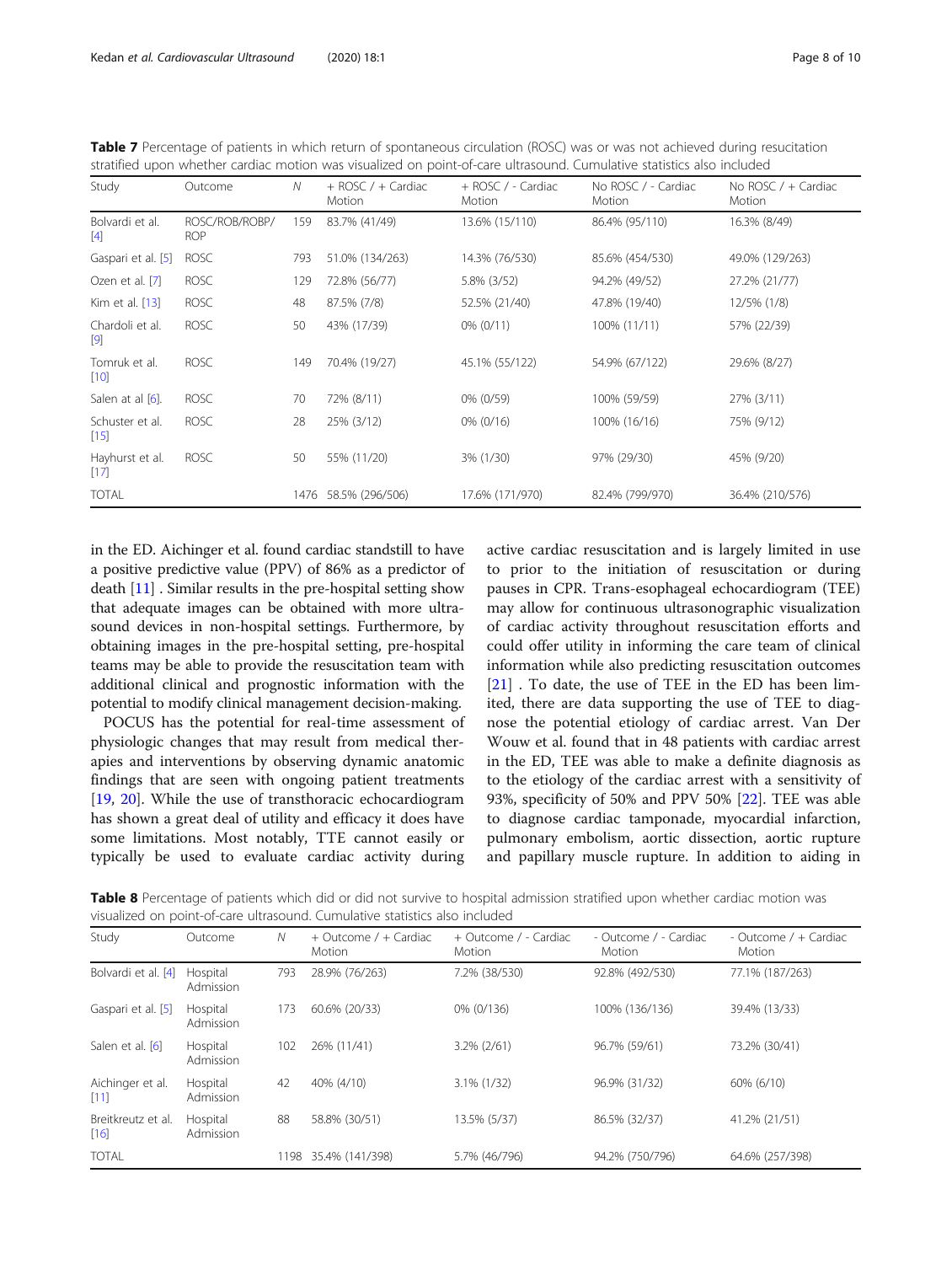**Table 7** Percentage of patients in which return of spontaneous circulation (ROSC) was or was not achieved during resuscitation stratified upon whether cardiac motion was visualized on point-of-care ultrasound. Cumulative statistics also included

| Study | Outcome | N | + ROSC / + Cardiac Motion | + ROSC / - Cardiac Motion | No ROSC / - Cardiac Motion | No ROSC / + Cardiac Motion |
|---|---|---|---|---|---|---|
| Bolvardi et al. [4] | ROSC/ROB/ROBP/ROP | 159 | 83.7% (41/49) | 13.6% (15/110) | 86.4% (95/110) | 16.3% (8/49) |
| Gaspari et al. [5] | ROSC | 793 | 51.0% (134/263) | 14.3% (76/530) | 85.6% (454/530) | 49.0% (129/263) |
| Ozen et al. [7] | ROSC | 129 | 72.8% (56/77) | 5.8% (3/52) | 94.2% (49/52) | 27.2% (21/77) |
| Kim et al. [13] | ROSC | 48 | 87.5% (7/8) | 52.5% (21/40) | 47.8% (19/40) | 12/5% (1/8) |
| Chardoli et al. [9] | ROSC | 50 | 43% (17/39) | 0% (0/11) | 100% (11/11) | 57% (22/39) |
| Tomruk et al. [10] | ROSC | 149 | 70.4% (19/27) | 45.1% (55/122) | 54.9% (67/122) | 29.6% (8/27) |
| Salen at al [6]. | ROSC | 70 | 72% (8/11) | 0% (0/59) | 100% (59/59) | 27% (3/11) |
| Schuster et al. [15] | ROSC | 28 | 25% (3/12) | 0% (0/16) | 100% (16/16) | 75% (9/12) |
| Hayhurst et al. [17] | ROSC | 50 | 55% (11/20) | 3% (1/30) | 97% (29/30) | 45% (9/20) |
| TOTAL | | 1476 | 58.5% (296/506) | 17.6% (171/970) | 82.4% (799/970) | 36.4% (210/576) |

in the ED. Aichinger et al. found cardiac standstill to have a positive predictive value (PPV) of 86% as a predictor of death [11] . Similar results in the pre-hospital setting show that adequate images can be obtained with more ultrasound devices in non-hospital settings. Furthermore, by obtaining images in the pre-hospital setting, pre-hospital teams may be able to provide the resuscitation team with additional clinical and prognostic information with the potential to modify clinical management decision-making.

POCUS has the potential for real-time assessment of physiologic changes that may result from medical therapies and interventions by observing dynamic anatomic findings that are seen with ongoing patient treatments [19, 20]. While the use of transthoracic echocardiogram has shown a great deal of utility and efficacy it does have some limitations. Most notably, TTE cannot easily or typically be used to evaluate cardiac activity during active cardiac resuscitation and is largely limited in use to prior to the initiation of resuscitation or during pauses in CPR. Trans-esophageal echocardiogram (TEE) may allow for continuous ultrasonographic visualization of cardiac activity throughout resuscitation efforts and could offer utility in informing the care team of clinical information while also predicting resuscitation outcomes [21] . To date, the use of TEE in the ED has been limited, there are data supporting the use of TEE to diagnose the potential etiology of cardiac arrest. Van Der Wouw et al. found that in 48 patients with cardiac arrest in the ED, TEE was able to make a definite diagnosis as to the etiology of the cardiac arrest with a sensitivity of 93%, specificity of 50% and PPV 50% [22]. TEE was able to diagnose cardiac tamponade, myocardial infarction, pulmonary embolism, aortic dissection, aortic rupture and papillary muscle rupture. In addition to aiding in

**Table 8** Percentage of patients which did or did not survive to hospital admission stratified upon whether cardiac motion was visualized on point-of-care ultrasound. Cumulative statistics also included

| Study | Outcome | N | + Outcome / + Cardiac Motion | + Outcome / - Cardiac Motion | - Outcome / - Cardiac Motion | - Outcome / + Cardiac Motion |
|---|---|---|---|---|---|---|
| Bolvardi et al. [4] | Hospital Admission | 793 | 28.9% (76/263) | 7.2% (38/530) | 92.8% (492/530) | 77.1% (187/263) |
| Gaspari et al. [5] | Hospital Admission | 173 | 60.6% (20/33) | 0% (0/136) | 100% (136/136) | 39.4% (13/33) |
| Salen et al. [6] | Hospital Admission | 102 | 26% (11/41) | 3.2% (2/61) | 96.7% (59/61) | 73.2% (30/41) |
| Aichinger et al. [11] | Hospital Admission | 42 | 40% (4/10) | 3.1% (1/32) | 96.9% (31/32) | 60% (6/10) |
| Breitkreutz et al. [16] | Hospital Admission | 88 | 58.8% (30/51) | 13.5% (5/37) | 86.5% (32/37) | 41.2% (21/51) |
| TOTAL | | 1198 | 35.4% (141/398) | 5.7% (46/796) | 94.2% (750/796) | 64.6% (257/398) |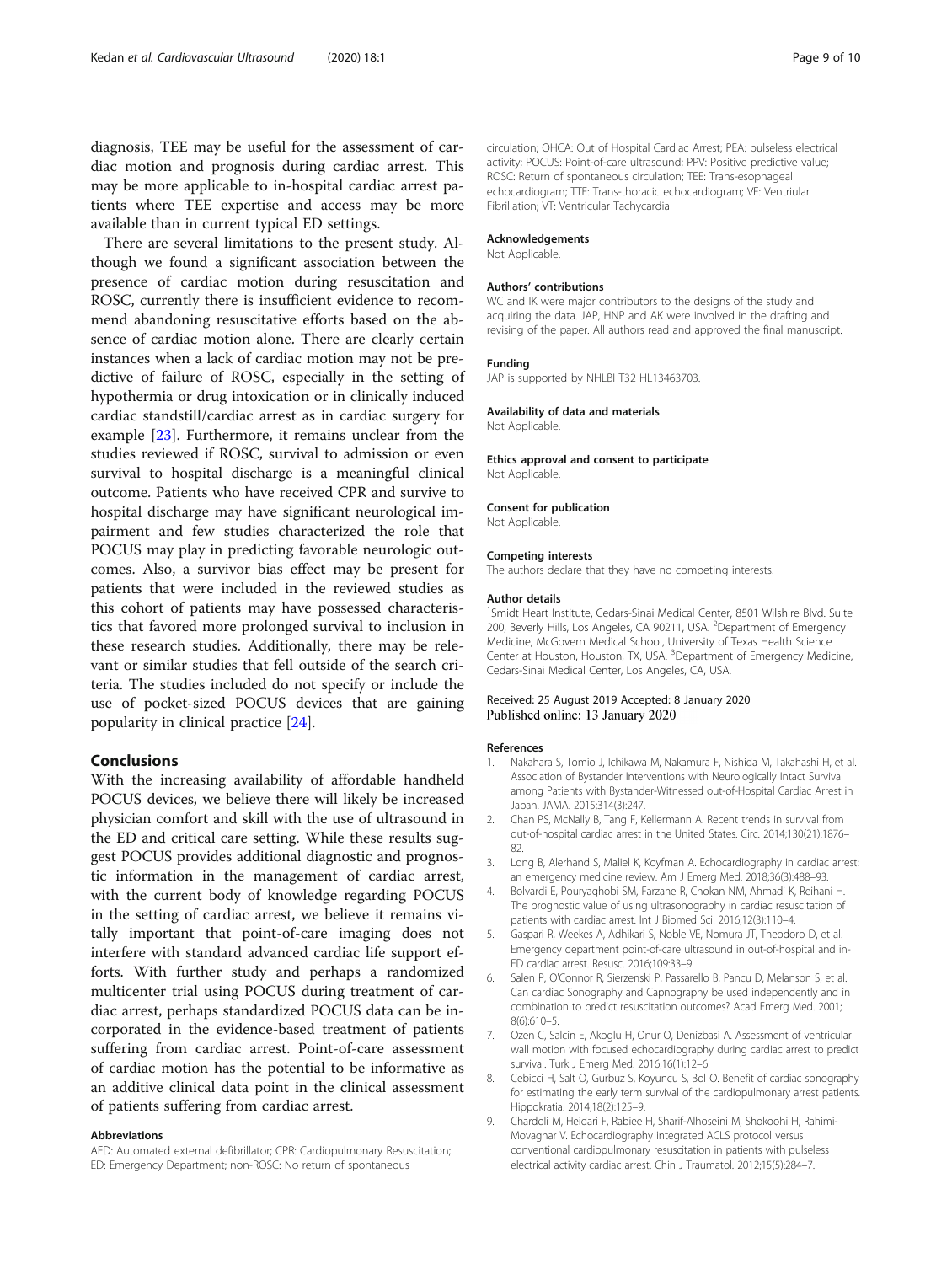diagnosis, TEE may be useful for the assessment of cardiac motion and prognosis during cardiac arrest. This may be more applicable to in-hospital cardiac arrest patients where TEE expertise and access may be more available than in current typical ED settings.

There are several limitations to the present study. Although we found a significant association between the presence of cardiac motion during resuscitation and ROSC, currently there is insufficient evidence to recommend abandoning resuscitative efforts based on the absence of cardiac motion alone. There are clearly certain instances when a lack of cardiac motion may not be predictive of failure of ROSC, especially in the setting of hypothermia or drug intoxication or in clinically induced cardiac standstill/cardiac arrest as in cardiac surgery for example [23]. Furthermore, it remains unclear from the studies reviewed if ROSC, survival to admission or even survival to hospital discharge is a meaningful clinical outcome. Patients who have received CPR and survive to hospital discharge may have significant neurological impairment and few studies characterized the role that POCUS may play in predicting favorable neurologic outcomes. Also, a survivor bias effect may be present for patients that were included in the reviewed studies as this cohort of patients may have possessed characteristics that favored more prolonged survival to inclusion in these research studies. Additionally, there may be relevant or similar studies that fell outside of the search criteria. The studies included do not specify or include the use of pocket-sized POCUS devices that are gaining popularity in clinical practice [24].

## Conclusions

With the increasing availability of affordable handheld POCUS devices, we believe there will likely be increased physician comfort and skill with the use of ultrasound in the ED and critical care setting. While these results suggest POCUS provides additional diagnostic and prognostic information in the management of cardiac arrest, with the current body of knowledge regarding POCUS in the setting of cardiac arrest, we believe it remains vitally important that point-of-care imaging does not interfere with standard advanced cardiac life support efforts. With further study and perhaps a randomized multicenter trial using POCUS during treatment of cardiac arrest, perhaps standardized POCUS data can be incorporated in the evidence-based treatment of patients suffering from cardiac arrest. Point-of-care assessment of cardiac motion has the potential to be informative as an additive clinical data point in the clinical assessment of patients suffering from cardiac arrest.

#### Abbreviations

AED: Automated external defibrillator; CPR: Cardiopulmonary Resuscitation; ED: Emergency Department; non-ROSC: No return of spontaneous circulation; OHCA: Out of Hospital Cardiac Arrest; PEA: pulseless electrical activity; POCUS: Point-of-care ultrasound; PPV: Positive predictive value; ROSC: Return of spontaneous circulation; TEE: Trans-esophageal echocardiogram; TTE: Trans-thoracic echocardiogram; VF: Ventriular Fibrillation; VT: Ventricular Tachycardia

#### Acknowledgements

Not Applicable.

#### Authors' contributions

WC and IK were major contributors to the designs of the study and acquiring the data. JAP, HNP and AK were involved in the drafting and revising of the paper. All authors read and approved the final manuscript.

#### Funding

JAP is supported by NHLBI T32 HL13463703.

#### Availability of data and materials

Not Applicable.

#### Ethics approval and consent to participate

Not Applicable.

#### Consent for publication

Not Applicable.

#### Competing interests

The authors declare that they have no competing interests.

#### Author details

[1]Smidt Heart Institute, Cedars-Sinai Medical Center, 8501 Wilshire Blvd. Suite 200, Beverly Hills, Los Angeles, CA 90211, USA. [2]Department of Emergency Medicine, McGovern Medical School, University of Texas Health Science Center at Houston, Houston, TX, USA. [3]Department of Emergency Medicine, Cedars-Sinai Medical Center, Los Angeles, CA, USA.

Received: 25 August 2019 Accepted: 8 January 2020
Published online: 13 January 2020

#### References

1. Nakahara S, Tomio J, Ichikawa M, Nakamura F, Nishida M, Takahashi H, et al. Association of Bystander Interventions with Neurologically Intact Survival among Patients with Bystander-Witnessed out-of-Hospital Cardiac Arrest in Japan. JAMA. 2015;314(3):247.
2. Chan PS, McNally B, Tang F, Kellermann A. Recent trends in survival from out-of-hospital cardiac arrest in the United States. Circ. 2014;130(21):1876–82.
3. Long B, Alerhand S, Maliel K, Koyfman A. Echocardiography in cardiac arrest: an emergency medicine review. Am J Emerg Med. 2018;36(3):488–93.
4. Bolvardi E, Pouryaghobi SM, Farzane R, Chokan NM, Ahmadi K, Reihani H. The prognostic value of using ultrasonography in cardiac resuscitation of patients with cardiac arrest. Int J Biomed Sci. 2016;12(3):110–4.
5. Gaspari R, Weekes A, Adhikari S, Noble VE, Nomura JT, Theodoro D, et al. Emergency department point-of-care ultrasound in out-of-hospital and in-ED cardiac arrest. Resusc. 2016;109:33–9.
6. Salen P, O'Connor R, Sierzenski P, Passarello B, Pancu D, Melanson S, et al. Can cardiac Sonography and Capnography be used independently and in combination to predict resuscitation outcomes? Acad Emerg Med. 2001; 8(6):610–5.
7. Ozen C, Salcin E, Akoglu H, Onur O, Denizbasi A. Assessment of ventricular wall motion with focused echocardiography during cardiac arrest to predict survival. Turk J Emerg Med. 2016;16(1):12–6.
8. Cebicci H, Salt O, Gurbuz S, Koyuncu S, Bol O. Benefit of cardiac sonography for estimating the early term survival of the cardiopulmonary arrest patients. Hippokratia. 2014;18(2):125–9.
9. Chardoli M, Heidari F, Rabiee H, Sharif-Alhoseini M, Shokoohi H, Rahimi-Movaghar V. Echocardiography integrated ACLS protocol versus conventional cardiopulmonary resuscitation in patients with pulseless electrical activity cardiac arrest. Chin J Traumatol. 2012;15(5):284–7.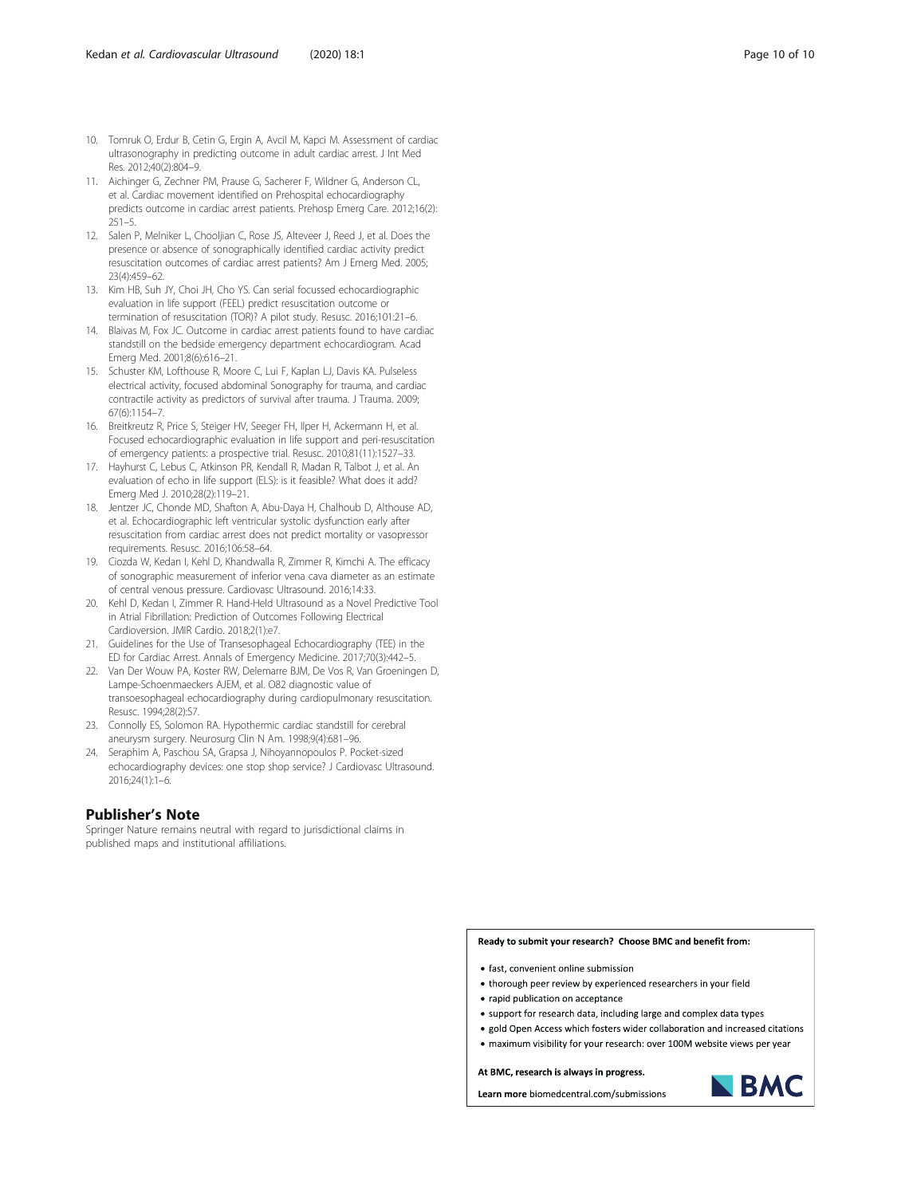10. Tomruk O, Erdur B, Cetin G, Ergin A, Avcil M, Kapci M. Assessment of cardiac ultrasonography in predicting outcome in adult cardiac arrest. J Int Med Res. 2012;40(2):804–9.
11. Aichinger G, Zechner PM, Prause G, Sacherer F, Wildner G, Anderson CL, et al. Cardiac movement identified on Prehospital echocardiography predicts outcome in cardiac arrest patients. Prehosp Emerg Care. 2012;16(2): 251–5.
12. Salen P, Melniker L, Chooljian C, Rose JS, Alteveer J, Reed J, et al. Does the presence or absence of sonographically identified cardiac activity predict resuscitation outcomes of cardiac arrest patients? Am J Emerg Med. 2005; 23(4):459–62.
13. Kim HB, Suh JY, Choi JH, Cho YS. Can serial focussed echocardiographic evaluation in life support (FEEL) predict resuscitation outcome or termination of resuscitation (TOR)? A pilot study. Resusc. 2016;101:21–6.
14. Blaivas M, Fox JC. Outcome in cardiac arrest patients found to have cardiac standstill on the bedside emergency department echocardiogram. Acad Emerg Med. 2001;8(6):616–21.
15. Schuster KM, Lofthouse R, Moore C, Lui F, Kaplan LJ, Davis KA. Pulseless electrical activity, focused abdominal Sonography for trauma, and cardiac contractile activity as predictors of survival after trauma. J Trauma. 2009; 67(6):1154–7.
16. Breitkreutz R, Price S, Steiger HV, Seeger FH, Ilper H, Ackermann H, et al. Focused echocardiographic evaluation in life support and peri-resuscitation of emergency patients: a prospective trial. Resusc. 2010;81(11):1527–33.
17. Hayhurst C, Lebus C, Atkinson PR, Kendall R, Madan R, Talbot J, et al. An evaluation of echo in life support (ELS): is it feasible? What does it add? Emerg Med J. 2010;28(2):119–21.
18. Jentzer JC, Chonde MD, Shafton A, Abu-Daya H, Chalhoub D, Althouse AD, et al. Echocardiographic left ventricular systolic dysfunction early after resuscitation from cardiac arrest does not predict mortality or vasopressor requirements. Resusc. 2016;106:58–64.
19. Ciozda W, Kedan I, Kehl D, Khandwalla R, Zimmer R, Kimchi A. The efficacy of sonographic measurement of inferior vena cava diameter as an estimate of central venous pressure. Cardiovasc Ultrasound. 2016;14:33.
20. Kehl D, Kedan I, Zimmer R. Hand-Held Ultrasound as a Novel Predictive Tool in Atrial Fibrillation: Prediction of Outcomes Following Electrical Cardioversion. JMIR Cardio. 2018;2(1):e7.
21. Guidelines for the Use of Transesophageal Echocardiography (TEE) in the ED for Cardiac Arrest. Annals of Emergency Medicine. 2017;70(3):442–5.
22. Van Der Wouw PA, Koster RW, Delemarre BJM, De Vos R, Van Groeningen D, Lampe-Schoenmaeckers AJEM, et al. O82 diagnostic value of transoesophageal echocardiography during cardiopulmonary resuscitation. Resusc. 1994;28(2):S7.
23. Connolly ES, Solomon RA. Hypothermic cardiac standstill for cerebral aneurysm surgery. Neurosurg Clin N Am. 1998;9(4):681–96.
24. Seraphim A, Paschou SA, Grapsa J, Nihoyannopoulos P. Pocket-sized echocardiography devices: one stop shop service? J Cardiovasc Ultrasound. 2016;24(1):1–6.

## Publisher's Note

Springer Nature remains neutral with regard to jurisdictional claims in published maps and institutional affiliations.

**Ready to submit your research? Choose BMC and benefit from:**

- fast, convenient online submission
- thorough peer review by experienced researchers in your field
- rapid publication on acceptance
- support for research data, including large and complex data types
- gold Open Access which fosters wider collaboration and increased citations
- maximum visibility for your research: over 100M website views per year

**At BMC, research is always in progress.**

**Learn more** biomedcentral.com/submissions

BMC